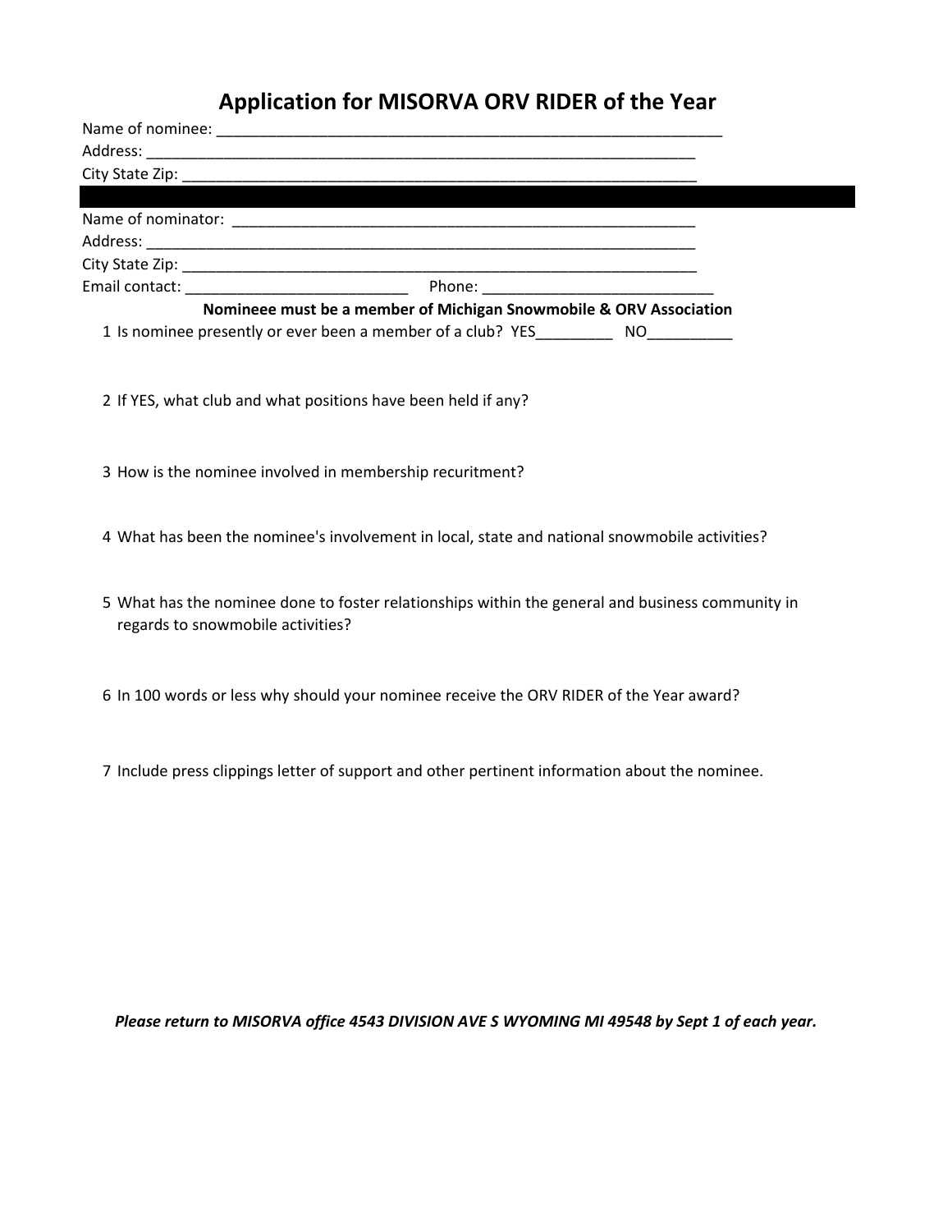# Application for MISORVA ORV RIDER of the Year

Name of nominee: ____________________________________________________________

Address: _________________________________________________________________

City State Zip: _____________________________________________________________

---

Name of nominator: ______________________________________________________

Address: _________________________________________________________________

City State Zip: _____________________________________________________________

Email contact: __________________________ Phone: ___________________________

**Nomineee must be a member of Michigan Snowmobile & ORV Association**

1. Is nominee presently or ever been a member of a club? YES_________ NO__________

2. If YES, what club and what positions have been held if any?

3. How is the nominee involved in membership recuritment?

4. What has been the nominee's involvement in local, state and national snowmobile activities?

5. What has the nominee done to foster relationships within the general and business community in regards to snowmobile activities?

6. In 100 words or less why should your nominee receive the ORV RIDER of the Year award?

7. Include press clippings letter of support and other pertinent information about the nominee.

***Please return to MISORVA office 4543 DIVISION AVE S WYOMING MI 49548 by Sept 1 of each year.***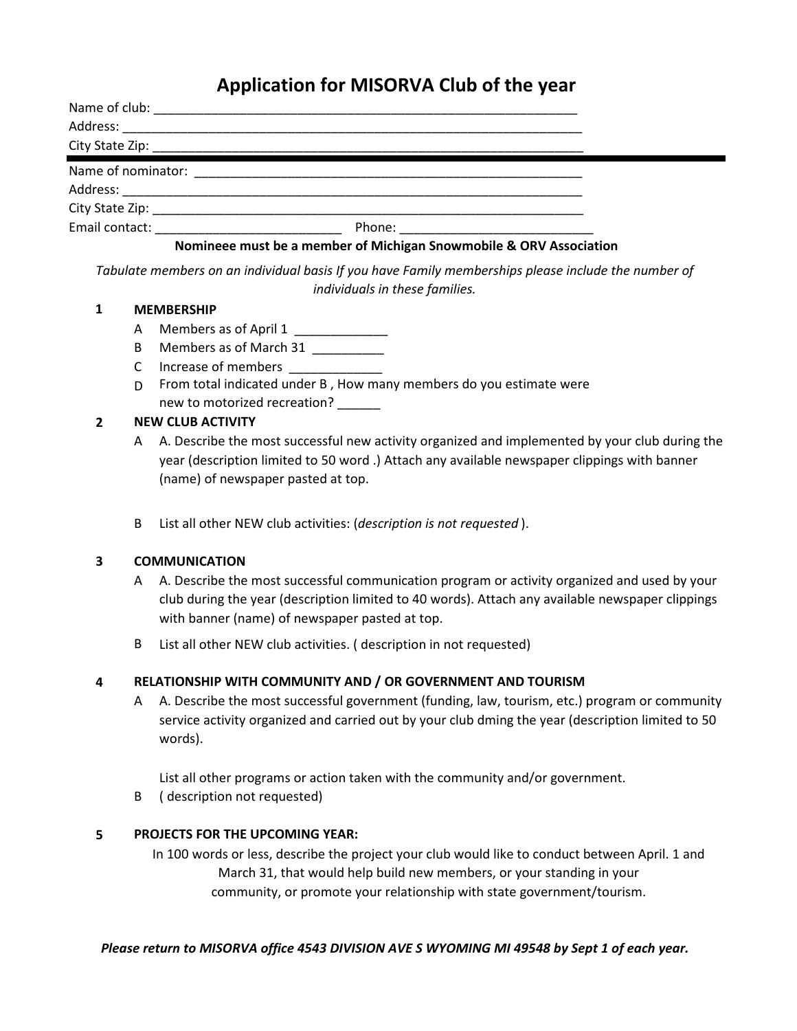# Application for MISORVA Club of the year

Name of club: ____________________________________________________________

Address: _________________________________________________________________

City State Zip: ____________________________________________________________

---

Name of nominator: _______________________________________________________

Address: _________________________________________________________________

City State Zip: ____________________________________________________________

Email contact: __________________________ Phone: ___________________________

**Nomineee must be a member of Michigan Snowmobile & ORV Association**

*Tabulate members on an individual basis If you have Family memberships please include the number of individuals in these families.*

**1 MEMBERSHIP**

- A Members as of April 1 _____________
- B Members as of March 31 __________
- C Increase of members _____________
- D From total indicated under B , How many members do you estimate were new to motorized recreation? ______

**2 NEW CLUB ACTIVITY**

- A A. Describe the most successful new activity organized and implemented by your club during the year (description limited to 50 word .) Attach any available newspaper clippings with banner (name) of newspaper pasted at top.
- B List all other NEW club activities: (*description is not requested* ).

**3 COMMUNICATION**

- A A. Describe the most successful communication program or activity organized and used by your club during the year (description limited to 40 words). Attach any available newspaper clippings with banner (name) of newspaper pasted at top.
- B List all other NEW club activities. ( description in not requested)

**4 RELATIONSHIP WITH COMMUNITY AND / OR GOVERNMENT AND TOURISM**

- A A. Describe the most successful government (funding, law, tourism, etc.) program or community service activity organized and carried out by your club dming the year (description limited to 50 words).

  List all other programs or action taken with the community and/or government.
- B ( description not requested)

**5 PROJECTS FOR THE UPCOMING YEAR:**

In 100 words or less, describe the project your club would like to conduct between April. 1 and March 31, that would help build new members, or your standing in your community, or promote your relationship with state government/tourism.

***Please return to MISORVA office 4543 DIVISION AVE S WYOMING MI 49548 by Sept 1 of each year.***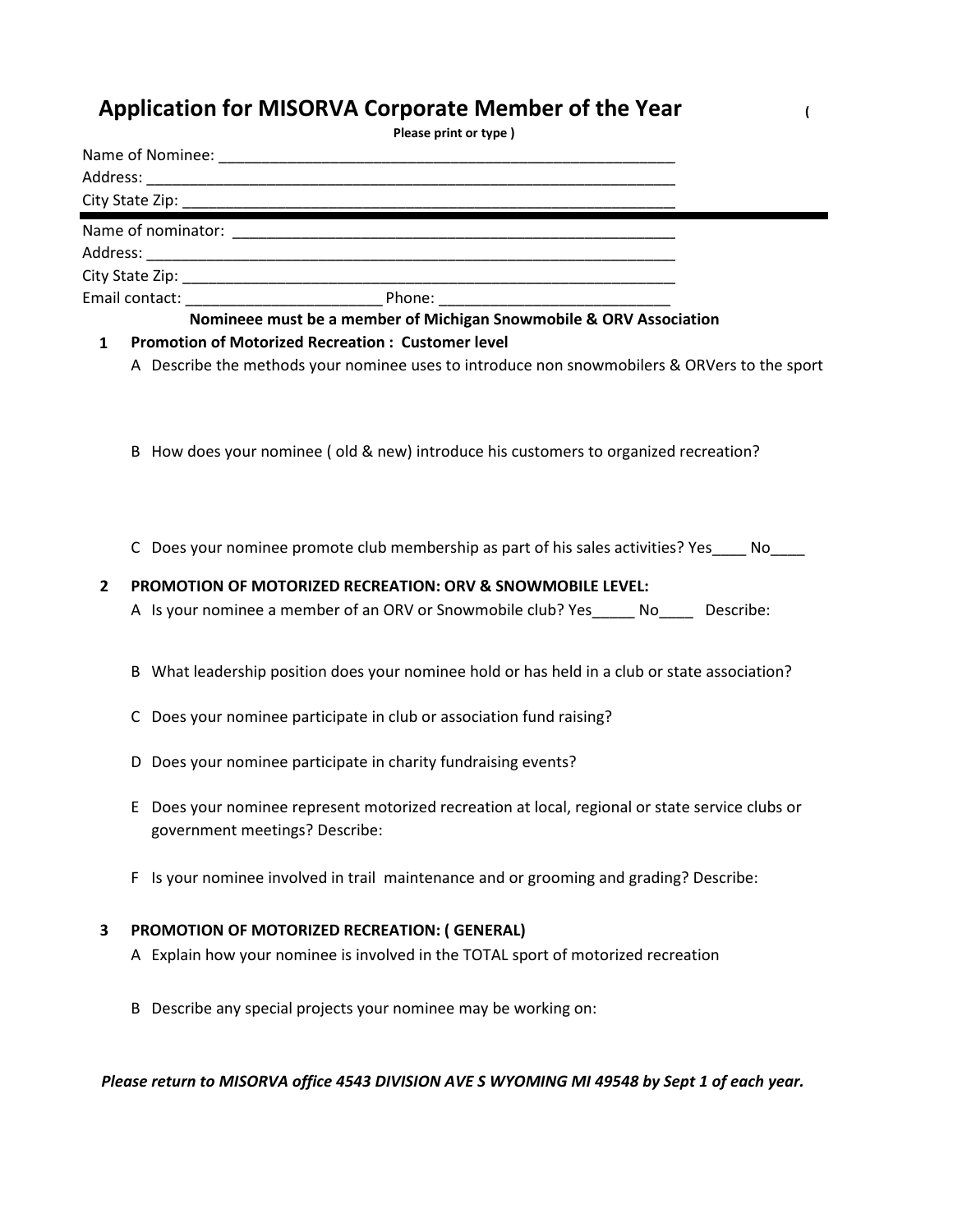# Application for MISORVA Corporate Member of the Year

(Please print or type)

Name of Nominee: ___________________________________________________________

Address: ___________________________________________________________________

City State Zip: ____________________________________________________________

---

Name of nominator: _________________________________________________________

Address: ___________________________________________________________________

City State Zip: ____________________________________________________________

Email contact: _______________________ Phone: ___________________________

**Nomineee must be a member of Michigan Snowmobile & ORV Association**

**1 Promotion of Motorized Recreation : Customer level**

A Describe the methods your nominee uses to introduce non snowmobilers & ORVers to the sport

B How does your nominee ( old & new) introduce his customers to organized recreation?

C Does your nominee promote club membership as part of his sales activities? Yes____ No____

**2 PROMOTION OF MOTORIZED RECREATION: ORV & SNOWMOBILE LEVEL:**

A Is your nominee a member of an ORV or Snowmobile club? Yes_____ No____ Describe:

B What leadership position does your nominee hold or has held in a club or state association?

C Does your nominee participate in club or association fund raising?

D Does your nominee participate in charity fundraising events?

E Does your nominee represent motorized recreation at local, regional or state service clubs or government meetings? Describe:

F Is your nominee involved in trail maintenance and or grooming and grading? Describe:

**3 PROMOTION OF MOTORIZED RECREATION: ( GENERAL)**

A Explain how your nominee is involved in the TOTAL sport of motorized recreation

B Describe any special projects your nominee may be working on:

***Please return to MISORVA office 4543 DIVISION AVE S WYOMING MI 49548 by Sept 1 of each year.***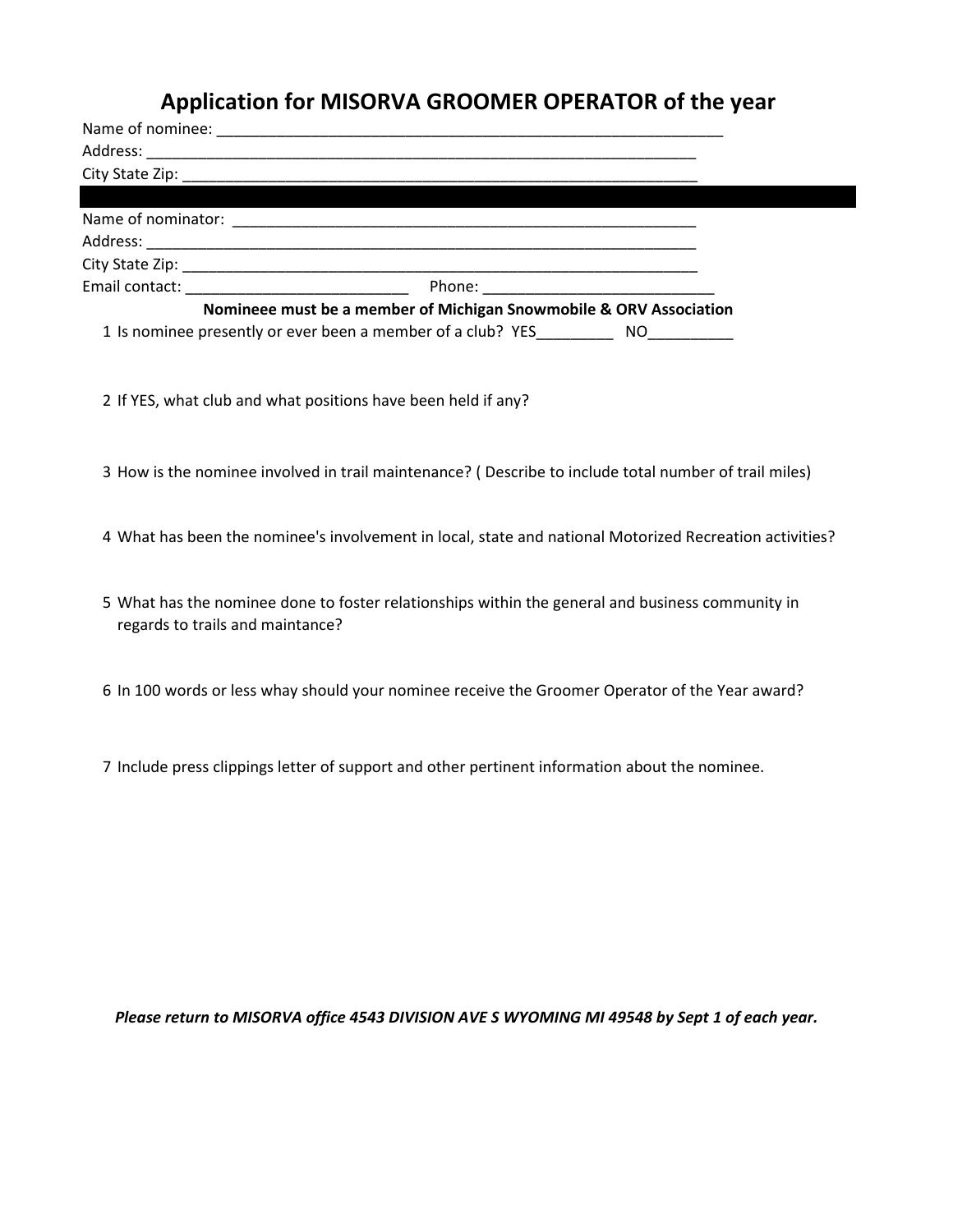# Application for MISORVA GROOMER OPERATOR of the year

Name of nominee: ____________________________________________________________

Address: __________________________________________________________________

City State Zip: ______________________________________________________________

---

Name of nominator: ______________________________________________________

Address: __________________________________________________________________

City State Zip: ______________________________________________________________

Email contact: __________________________ Phone: ___________________________

**Nomineee must be a member of Michigan Snowmobile & ORV Association**

1 Is nominee presently or ever been a member of a club? YES_________ NO__________

2 If YES, what club and what positions have been held if any?

3 How is the nominee involved in trail maintenance? ( Describe to include total number of trail miles)

4 What has been the nominee's involvement in local, state and national Motorized Recreation activities?

5 What has the nominee done to foster relationships within the general and business community in regards to trails and maintance?

6 In 100 words or less whay should your nominee receive the Groomer Operator of the Year award?

7 Include press clippings letter of support and other pertinent information about the nominee.

***Please return to MISORVA office 4543 DIVISION AVE S WYOMING MI 49548 by Sept 1 of each year.***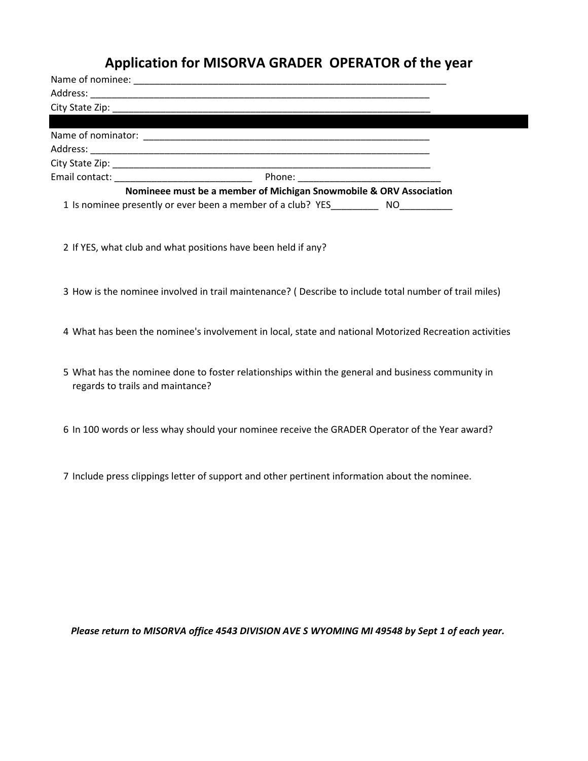# Application for MISORVA GRADER OPERATOR of the year

Name of nominee: ____________________________________________________________

Address: __________________________________________________________________

City State Zip: ______________________________________________________________

---

Name of nominator: ______________________________________________________

Address: __________________________________________________________________

City State Zip: ______________________________________________________________

Email contact: __________________________ Phone: ___________________________

**Nomineee must be a member of Michigan Snowmobile & ORV Association**

1 Is nominee presently or ever been a member of a club? YES_________ NO__________

2 If YES, what club and what positions have been held if any?

3 How is the nominee involved in trail maintenance? ( Describe to include total number of trail miles)

4 What has been the nominee's involvement in local, state and national Motorized Recreation activities

5 What has the nominee done to foster relationships within the general and business community in regards to trails and maintance?

6 In 100 words or less whay should your nominee receive the GRADER Operator of the Year award?

7 Include press clippings letter of support and other pertinent information about the nominee.

***Please return to MISORVA office 4543 DIVISION AVE S WYOMING MI 49548 by Sept 1 of each year.***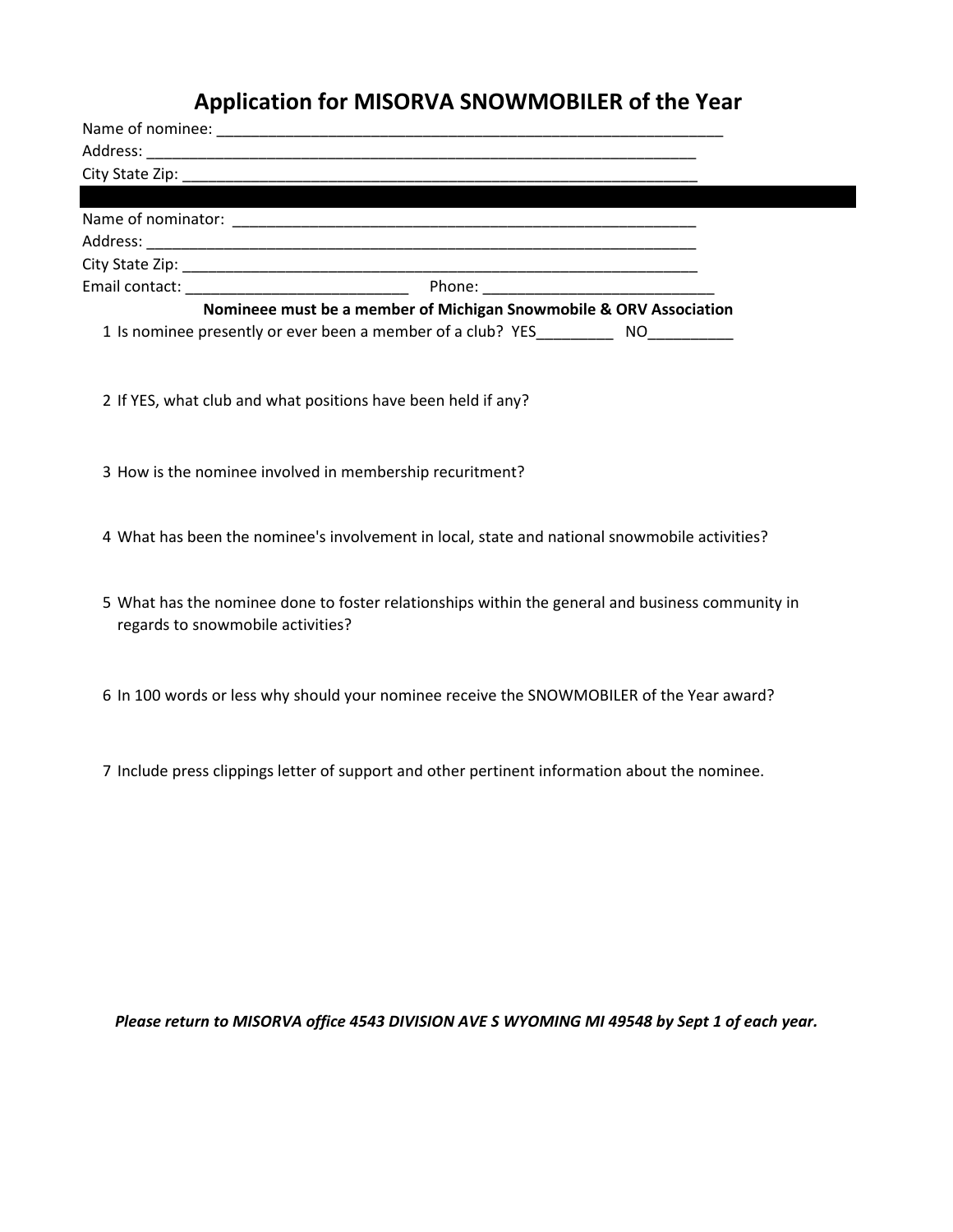# Application for MISORVA SNOWMOBILER of the Year

Name of nominee: ____________________________________________________________

Address: __________________________________________________________________

City State Zip: _____________________________________________________________

---

Name of nominator: _______________________________________________________

Address: __________________________________________________________________

City State Zip: _____________________________________________________________

Email contact: __________________________ Phone: ___________________________

**Nomineee must be a member of Michigan Snowmobile & ORV Association**

1 Is nominee presently or ever been a member of a club? YES_________ NO__________

2 If YES, what club and what positions have been held if any?

3 How is the nominee involved in membership recuritment?

4 What has been the nominee's involvement in local, state and national snowmobile activities?

5 What has the nominee done to foster relationships within the general and business community in regards to snowmobile activities?

6 In 100 words or less why should your nominee receive the SNOWMOBILER of the Year award?

7 Include press clippings letter of support and other pertinent information about the nominee.

***Please return to MISORVA office 4543 DIVISION AVE S WYOMING MI 49548 by Sept 1 of each year.***